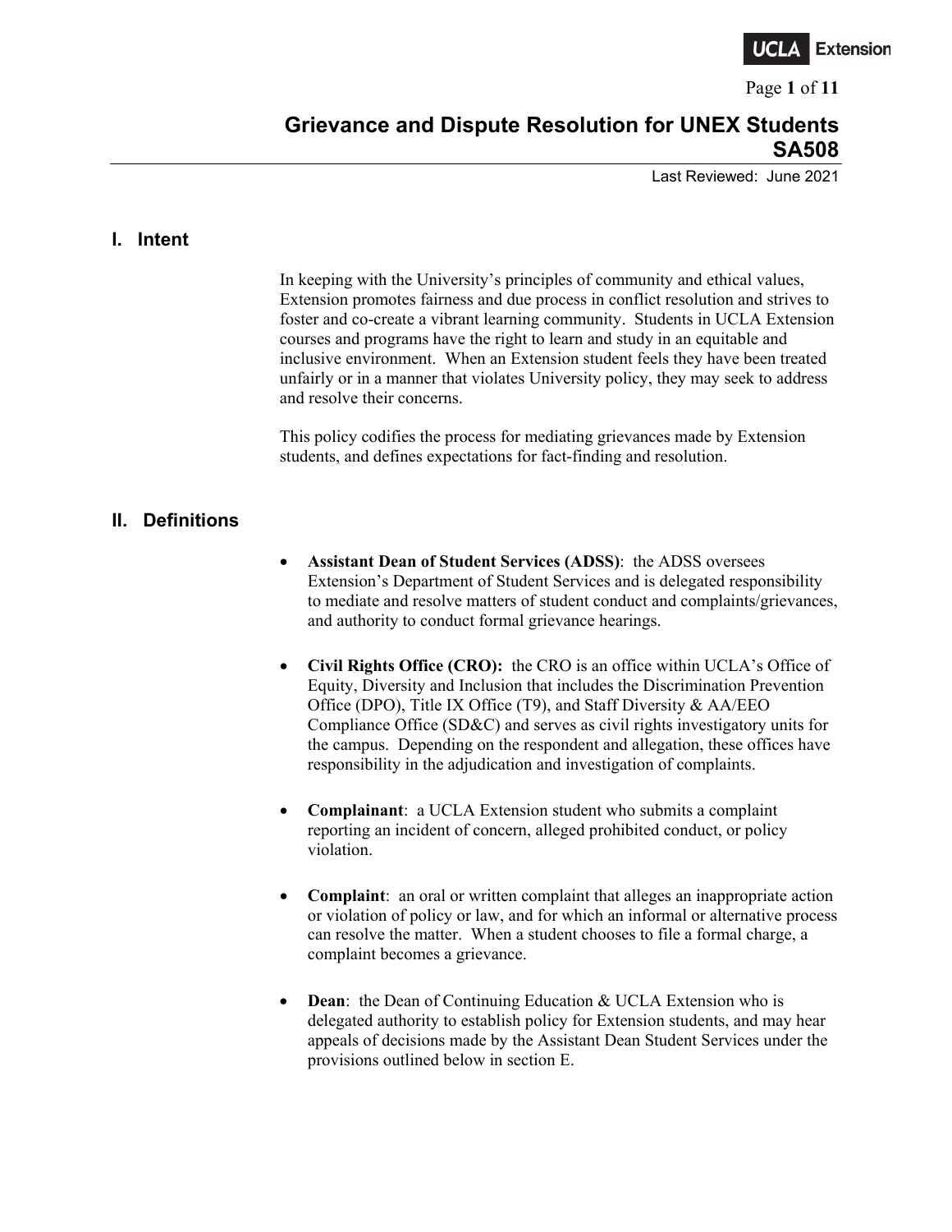# Grievance and Dispute Resolution for UNEX Students SA508

Last Reviewed: June 2021

## I. Intent

In keeping with the University's principles of community and ethical values, Extension promotes fairness and due process in conflict resolution and strives to foster and co-create a vibrant learning community. Students in UCLA Extension courses and programs have the right to learn and study in an equitable and inclusive environment. When an Extension student feels they have been treated unfairly or in a manner that violates University policy, they may seek to address and resolve their concerns.

This policy codifies the process for mediating grievances made by Extension students, and defines expectations for fact-finding and resolution.

## II. Definitions

- **Assistant Dean of Student Services (ADSS)**: the ADSS oversees Extension's Department of Student Services and is delegated responsibility to mediate and resolve matters of student conduct and complaints/grievances, and authority to conduct formal grievance hearings.

- **Civil Rights Office (CRO):** the CRO is an office within UCLA's Office of Equity, Diversity and Inclusion that includes the Discrimination Prevention Office (DPO), Title IX Office (T9), and Staff Diversity & AA/EEO Compliance Office (SD&C) and serves as civil rights investigatory units for the campus. Depending on the respondent and allegation, these offices have responsibility in the adjudication and investigation of complaints.

- **Complainant**: a UCLA Extension student who submits a complaint reporting an incident of concern, alleged prohibited conduct, or policy violation.

- **Complaint**: an oral or written complaint that alleges an inappropriate action or violation of policy or law, and for which an informal or alternative process can resolve the matter. When a student chooses to file a formal charge, a complaint becomes a grievance.

- **Dean**: the Dean of Continuing Education & UCLA Extension who is delegated authority to establish policy for Extension students, and may hear appeals of decisions made by the Assistant Dean Student Services under the provisions outlined below in section E.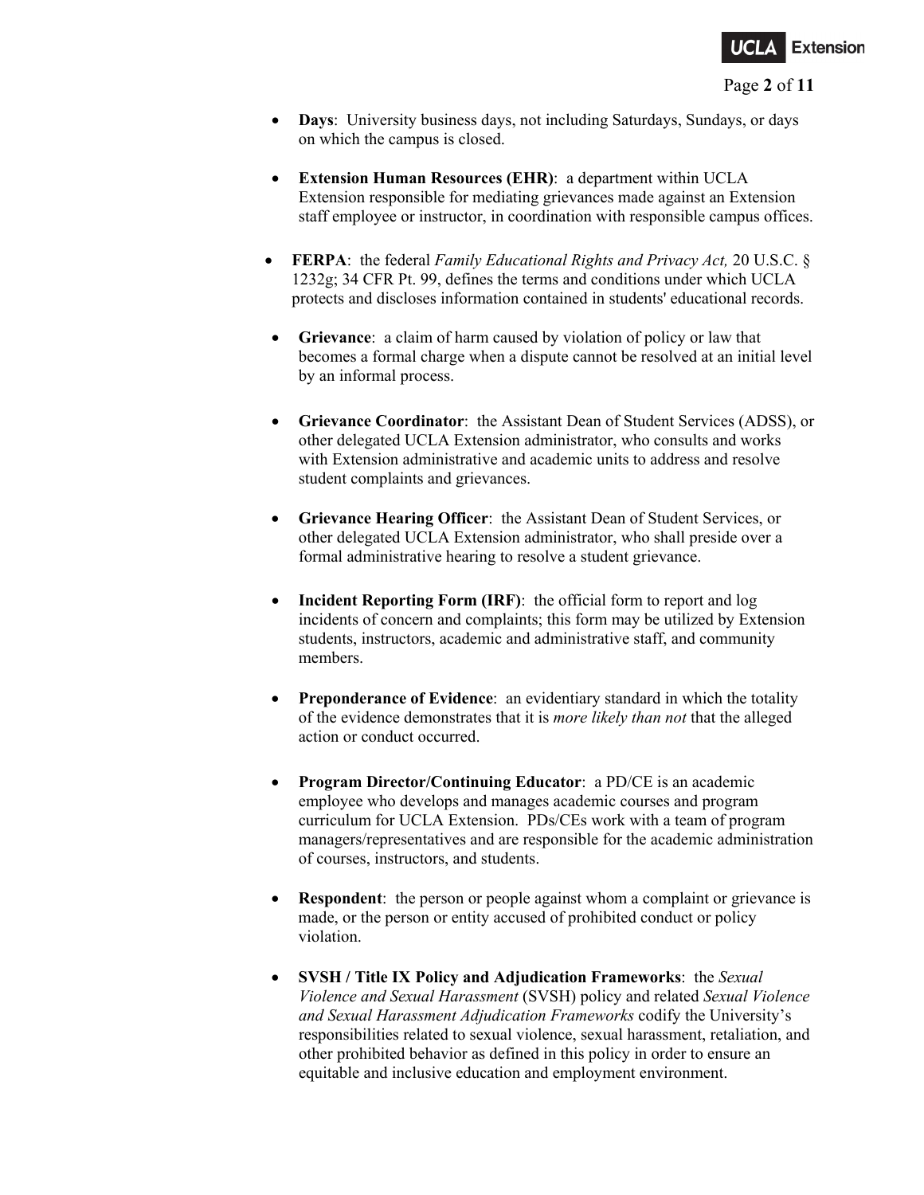- **Days**: University business days, not including Saturdays, Sundays, or days on which the campus is closed.

- **Extension Human Resources (EHR)**: a department within UCLA Extension responsible for mediating grievances made against an Extension staff employee or instructor, in coordination with responsible campus offices.

- **FERPA**: the federal *Family Educational Rights and Privacy Act,* 20 U.S.C. § 1232g; 34 CFR Pt. 99, defines the terms and conditions under which UCLA protects and discloses information contained in students' educational records.

- **Grievance**: a claim of harm caused by violation of policy or law that becomes a formal charge when a dispute cannot be resolved at an initial level by an informal process.

- **Grievance Coordinator**: the Assistant Dean of Student Services (ADSS), or other delegated UCLA Extension administrator, who consults and works with Extension administrative and academic units to address and resolve student complaints and grievances.

- **Grievance Hearing Officer**: the Assistant Dean of Student Services, or other delegated UCLA Extension administrator, who shall preside over a formal administrative hearing to resolve a student grievance.

- **Incident Reporting Form (IRF)**: the official form to report and log incidents of concern and complaints; this form may be utilized by Extension students, instructors, academic and administrative staff, and community members.

- **Preponderance of Evidence**: an evidentiary standard in which the totality of the evidence demonstrates that it is *more likely than not* that the alleged action or conduct occurred.

- **Program Director/Continuing Educator**: a PD/CE is an academic employee who develops and manages academic courses and program curriculum for UCLA Extension. PDs/CEs work with a team of program managers/representatives and are responsible for the academic administration of courses, instructors, and students.

- **Respondent**: the person or people against whom a complaint or grievance is made, or the person or entity accused of prohibited conduct or policy violation.

- **SVSH / Title IX Policy and Adjudication Frameworks**: the *Sexual Violence and Sexual Harassment* (SVSH) policy and related *Sexual Violence and Sexual Harassment Adjudication Frameworks* codify the University's responsibilities related to sexual violence, sexual harassment, retaliation, and other prohibited behavior as defined in this policy in order to ensure an equitable and inclusive education and employment environment.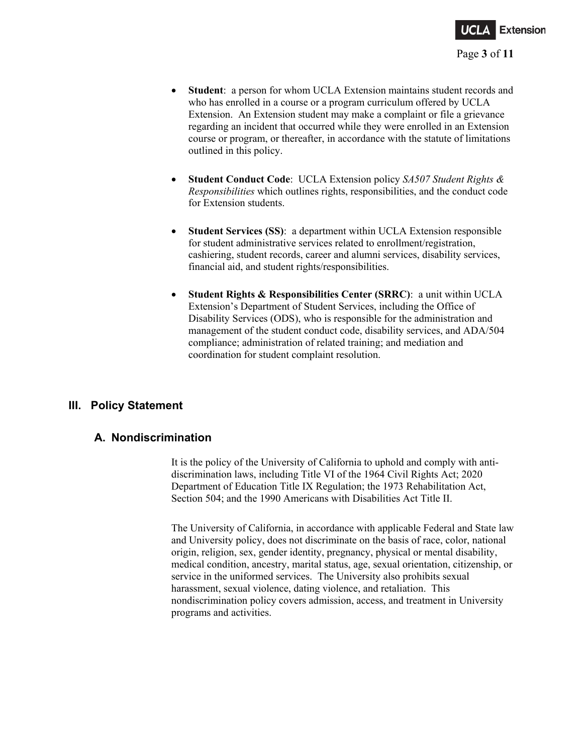- **Student**: a person for whom UCLA Extension maintains student records and who has enrolled in a course or a program curriculum offered by UCLA Extension. An Extension student may make a complaint or file a grievance regarding an incident that occurred while they were enrolled in an Extension course or program, or thereafter, in accordance with the statute of limitations outlined in this policy.

- **Student Conduct Code**: UCLA Extension policy *SA507 Student Rights & Responsibilities* which outlines rights, responsibilities, and the conduct code for Extension students.

- **Student Services (SS)**: a department within UCLA Extension responsible for student administrative services related to enrollment/registration, cashiering, student records, career and alumni services, disability services, financial aid, and student rights/responsibilities.

- **Student Rights & Responsibilities Center (SRRC)**: a unit within UCLA Extension's Department of Student Services, including the Office of Disability Services (ODS), who is responsible for the administration and management of the student conduct code, disability services, and ADA/504 compliance; administration of related training; and mediation and coordination for student complaint resolution.

## III. Policy Statement

### A. Nondiscrimination

It is the policy of the University of California to uphold and comply with anti-discrimination laws, including Title VI of the 1964 Civil Rights Act; 2020 Department of Education Title IX Regulation; the 1973 Rehabilitation Act, Section 504; and the 1990 Americans with Disabilities Act Title II.

The University of California, in accordance with applicable Federal and State law and University policy, does not discriminate on the basis of race, color, national origin, religion, sex, gender identity, pregnancy, physical or mental disability, medical condition, ancestry, marital status, age, sexual orientation, citizenship, or service in the uniformed services. The University also prohibits sexual harassment, sexual violence, dating violence, and retaliation. This nondiscrimination policy covers admission, access, and treatment in University programs and activities.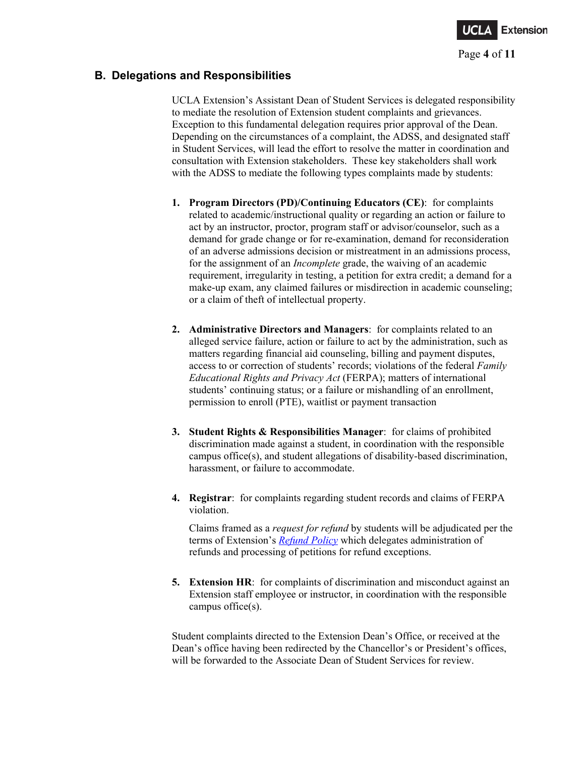## B. Delegations and Responsibilities

UCLA Extension's Assistant Dean of Student Services is delegated responsibility to mediate the resolution of Extension student complaints and grievances. Exception to this fundamental delegation requires prior approval of the Dean. Depending on the circumstances of a complaint, the ADSS, and designated staff in Student Services, will lead the effort to resolve the matter in coordination and consultation with Extension stakeholders. These key stakeholders shall work with the ADSS to mediate the following types complaints made by students:

1. **Program Directors (PD)/Continuing Educators (CE)**: for complaints related to academic/instructional quality or regarding an action or failure to act by an instructor, proctor, program staff or advisor/counselor, such as a demand for grade change or for re-examination, demand for reconsideration of an adverse admissions decision or mistreatment in an admissions process, for the assignment of an *Incomplete* grade, the waiving of an academic requirement, irregularity in testing, a petition for extra credit; a demand for a make-up exam, any claimed failures or misdirection in academic counseling; or a claim of theft of intellectual property.

2. **Administrative Directors and Managers**: for complaints related to an alleged service failure, action or failure to act by the administration, such as matters regarding financial aid counseling, billing and payment disputes, access to or correction of students' records; violations of the federal *Family Educational Rights and Privacy Act* (FERPA); matters of international students' continuing status; or a failure or mishandling of an enrollment, permission to enroll (PTE), waitlist or payment transaction

3. **Student Rights & Responsibilities Manager**: for claims of prohibited discrimination made against a student, in coordination with the responsible campus office(s), and student allegations of disability-based discrimination, harassment, or failure to accommodate.

4. **Registrar**: for complaints regarding student records and claims of FERPA violation.

   Claims framed as a *request for refund* by students will be adjudicated per the terms of Extension's *Refund Policy* which delegates administration of refunds and processing of petitions for refund exceptions.

5. **Extension HR**: for complaints of discrimination and misconduct against an Extension staff employee or instructor, in coordination with the responsible campus office(s).

Student complaints directed to the Extension Dean's Office, or received at the Dean's office having been redirected by the Chancellor's or President's offices, will be forwarded to the Associate Dean of Student Services for review.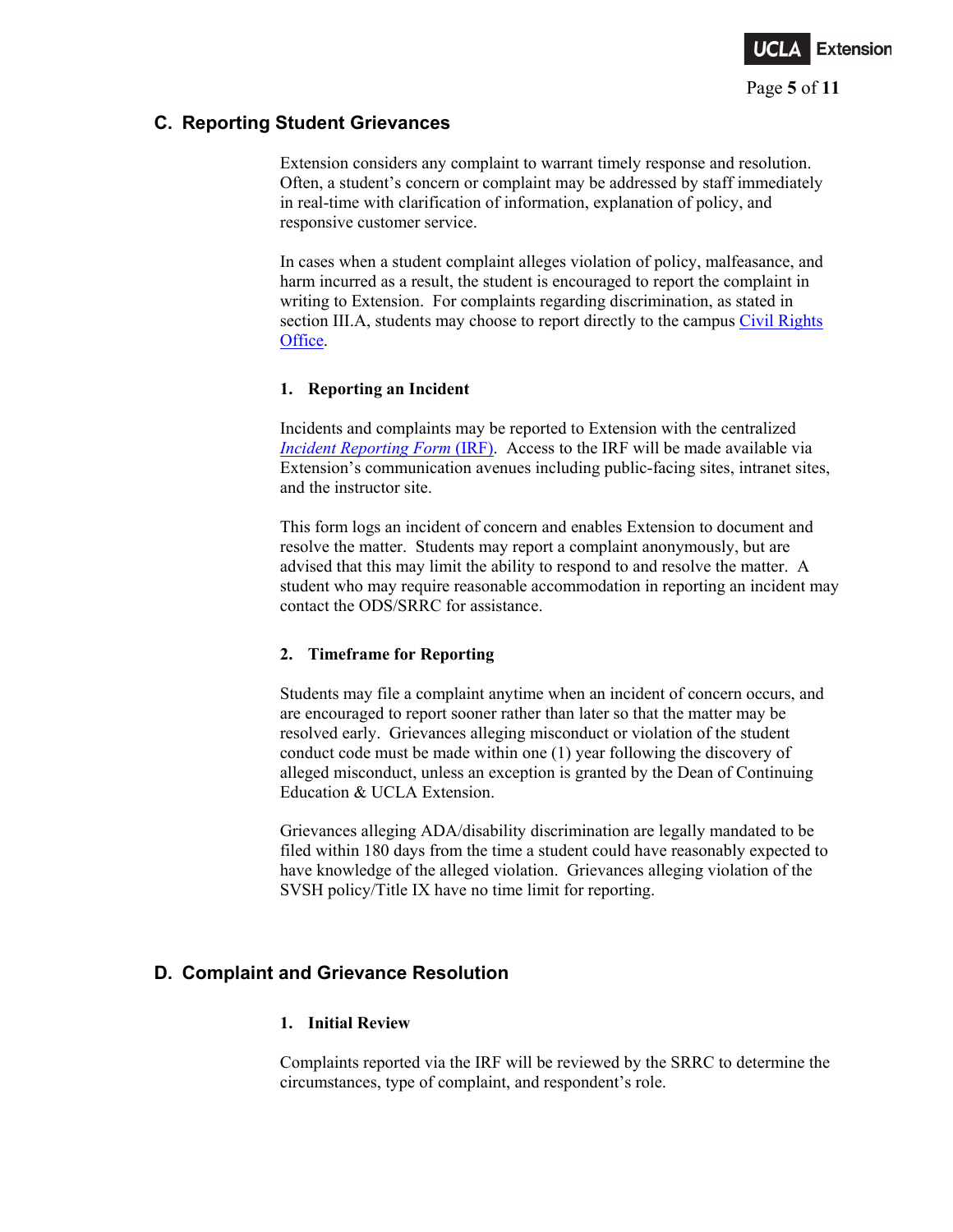## C. Reporting Student Grievances

Extension considers any complaint to warrant timely response and resolution. Often, a student's concern or complaint may be addressed by staff immediately in real-time with clarification of information, explanation of policy, and responsive customer service.

In cases when a student complaint alleges violation of policy, malfeasance, and harm incurred as a result, the student is encouraged to report the complaint in writing to Extension. For complaints regarding discrimination, as stated in section III.A, students may choose to report directly to the campus Civil Rights Office.

### 1. Reporting an Incident

Incidents and complaints may be reported to Extension with the centralized *Incident Reporting Form* (IRF). Access to the IRF will be made available via Extension's communication avenues including public-facing sites, intranet sites, and the instructor site.

This form logs an incident of concern and enables Extension to document and resolve the matter. Students may report a complaint anonymously, but are advised that this may limit the ability to respond to and resolve the matter. A student who may require reasonable accommodation in reporting an incident may contact the ODS/SRRC for assistance.

### 2. Timeframe for Reporting

Students may file a complaint anytime when an incident of concern occurs, and are encouraged to report sooner rather than later so that the matter may be resolved early. Grievances alleging misconduct or violation of the student conduct code must be made within one (1) year following the discovery of alleged misconduct, unless an exception is granted by the Dean of Continuing Education & UCLA Extension.

Grievances alleging ADA/disability discrimination are legally mandated to be filed within 180 days from the time a student could have reasonably expected to have knowledge of the alleged violation. Grievances alleging violation of the SVSH policy/Title IX have no time limit for reporting.

## D. Complaint and Grievance Resolution

### 1. Initial Review

Complaints reported via the IRF will be reviewed by the SRRC to determine the circumstances, type of complaint, and respondent's role.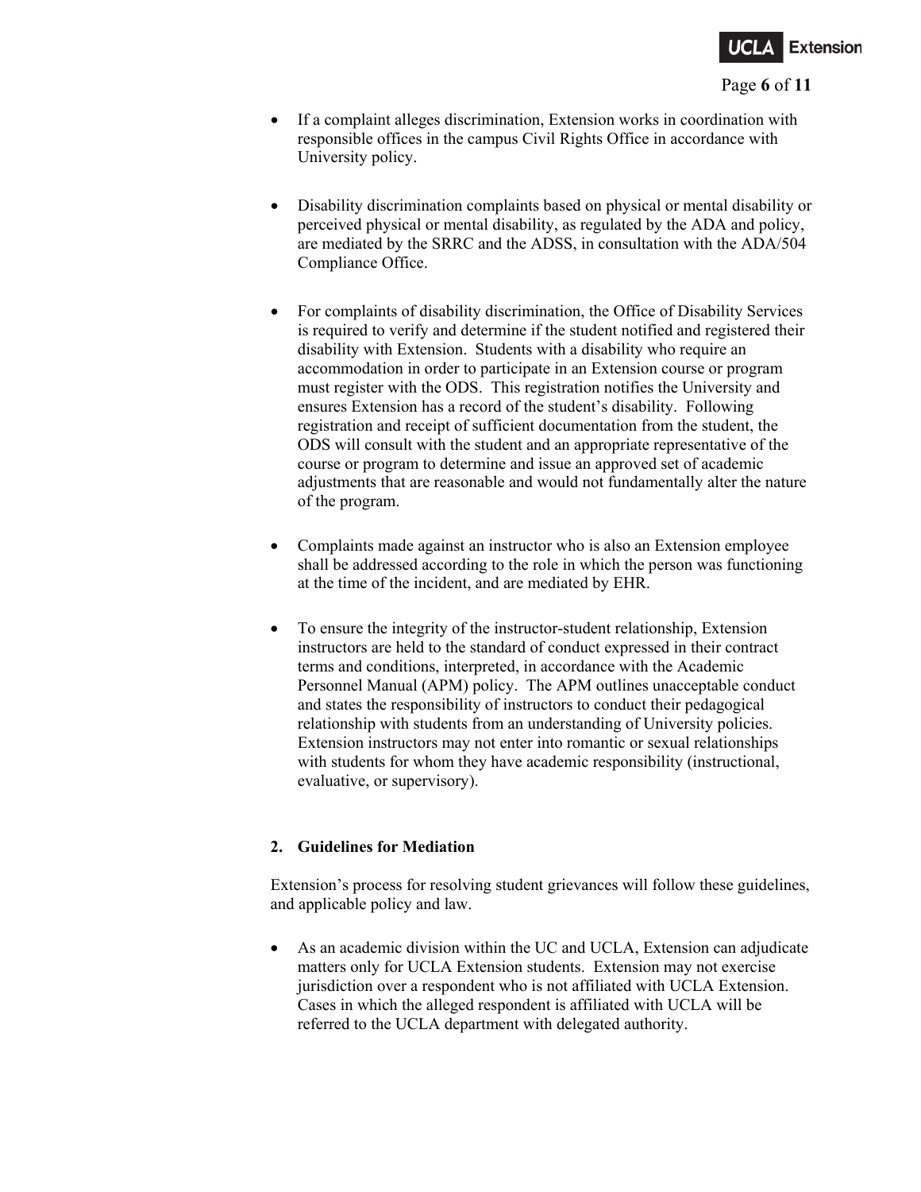- If a complaint alleges discrimination, Extension works in coordination with responsible offices in the campus Civil Rights Office in accordance with University policy.

- Disability discrimination complaints based on physical or mental disability or perceived physical or mental disability, as regulated by the ADA and policy, are mediated by the SRRC and the ADSS, in consultation with the ADA/504 Compliance Office.

- For complaints of disability discrimination, the Office of Disability Services is required to verify and determine if the student notified and registered their disability with Extension. Students with a disability who require an accommodation in order to participate in an Extension course or program must register with the ODS. This registration notifies the University and ensures Extension has a record of the student's disability. Following registration and receipt of sufficient documentation from the student, the ODS will consult with the student and an appropriate representative of the course or program to determine and issue an approved set of academic adjustments that are reasonable and would not fundamentally alter the nature of the program.

- Complaints made against an instructor who is also an Extension employee shall be addressed according to the role in which the person was functioning at the time of the incident, and are mediated by EHR.

- To ensure the integrity of the instructor-student relationship, Extension instructors are held to the standard of conduct expressed in their contract terms and conditions, interpreted, in accordance with the Academic Personnel Manual (APM) policy. The APM outlines unacceptable conduct and states the responsibility of instructors to conduct their pedagogical relationship with students from an understanding of University policies. Extension instructors may not enter into romantic or sexual relationships with students for whom they have academic responsibility (instructional, evaluative, or supervisory).

## 2. Guidelines for Mediation

Extension's process for resolving student grievances will follow these guidelines, and applicable policy and law.

- As an academic division within the UC and UCLA, Extension can adjudicate matters only for UCLA Extension students. Extension may not exercise jurisdiction over a respondent who is not affiliated with UCLA Extension. Cases in which the alleged respondent is affiliated with UCLA will be referred to the UCLA department with delegated authority.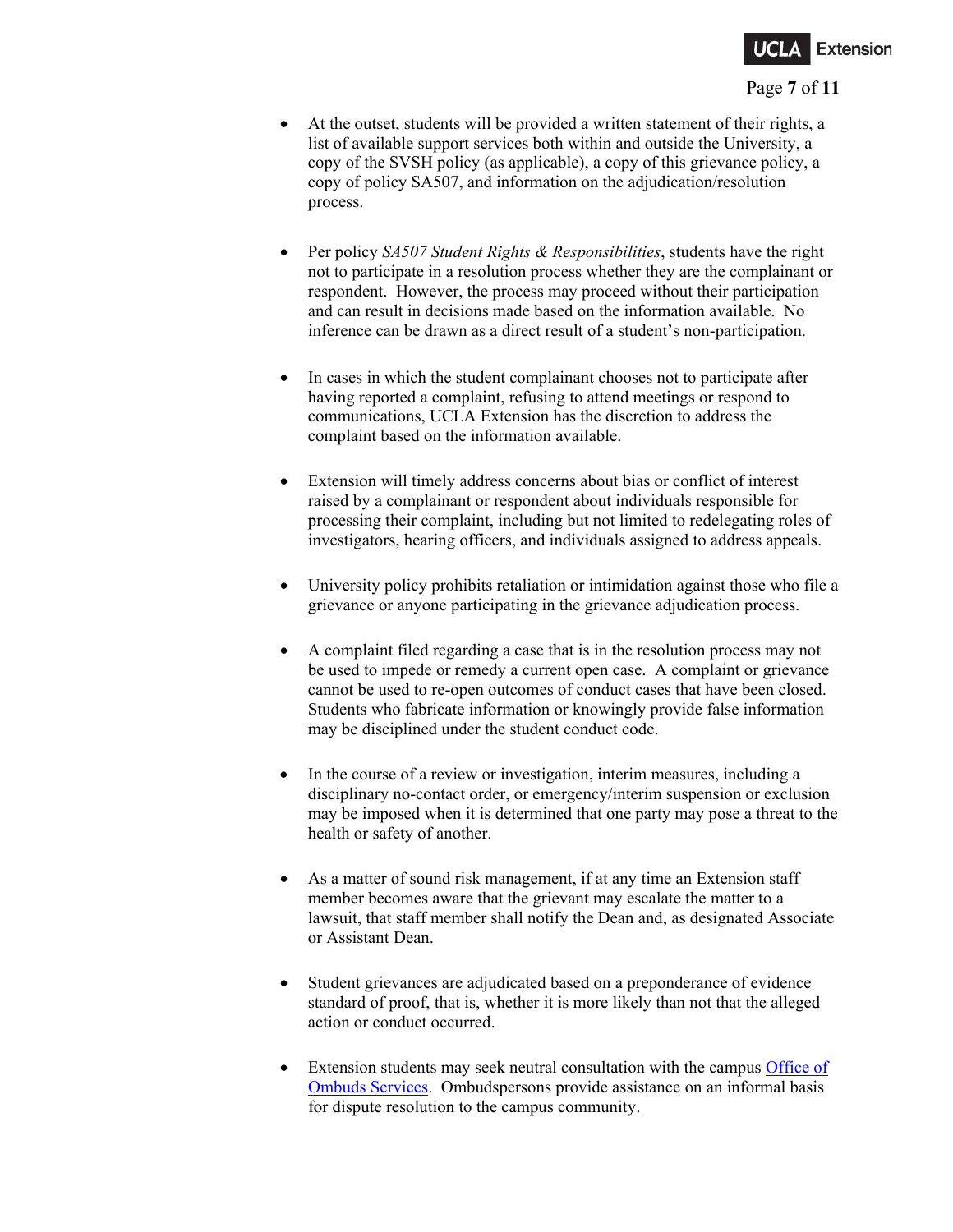- At the outset, students will be provided a written statement of their rights, a list of available support services both within and outside the University, a copy of the SVSH policy (as applicable), a copy of this grievance policy, a copy of policy SA507, and information on the adjudication/resolution process.

- Per policy *SA507 Student Rights & Responsibilities*, students have the right not to participate in a resolution process whether they are the complainant or respondent. However, the process may proceed without their participation and can result in decisions made based on the information available. No inference can be drawn as a direct result of a student's non-participation.

- In cases in which the student complainant chooses not to participate after having reported a complaint, refusing to attend meetings or respond to communications, UCLA Extension has the discretion to address the complaint based on the information available.

- Extension will timely address concerns about bias or conflict of interest raised by a complainant or respondent about individuals responsible for processing their complaint, including but not limited to redelegating roles of investigators, hearing officers, and individuals assigned to address appeals.

- University policy prohibits retaliation or intimidation against those who file a grievance or anyone participating in the grievance adjudication process.

- A complaint filed regarding a case that is in the resolution process may not be used to impede or remedy a current open case. A complaint or grievance cannot be used to re-open outcomes of conduct cases that have been closed. Students who fabricate information or knowingly provide false information may be disciplined under the student conduct code.

- In the course of a review or investigation, interim measures, including a disciplinary no-contact order, or emergency/interim suspension or exclusion may be imposed when it is determined that one party may pose a threat to the health or safety of another.

- As a matter of sound risk management, if at any time an Extension staff member becomes aware that the grievant may escalate the matter to a lawsuit, that staff member shall notify the Dean and, as designated Associate or Assistant Dean.

- Student grievances are adjudicated based on a preponderance of evidence standard of proof, that is, whether it is more likely than not that the alleged action or conduct occurred.

- Extension students may seek neutral consultation with the campus Office of Ombuds Services. Ombudspersons provide assistance on an informal basis for dispute resolution to the campus community.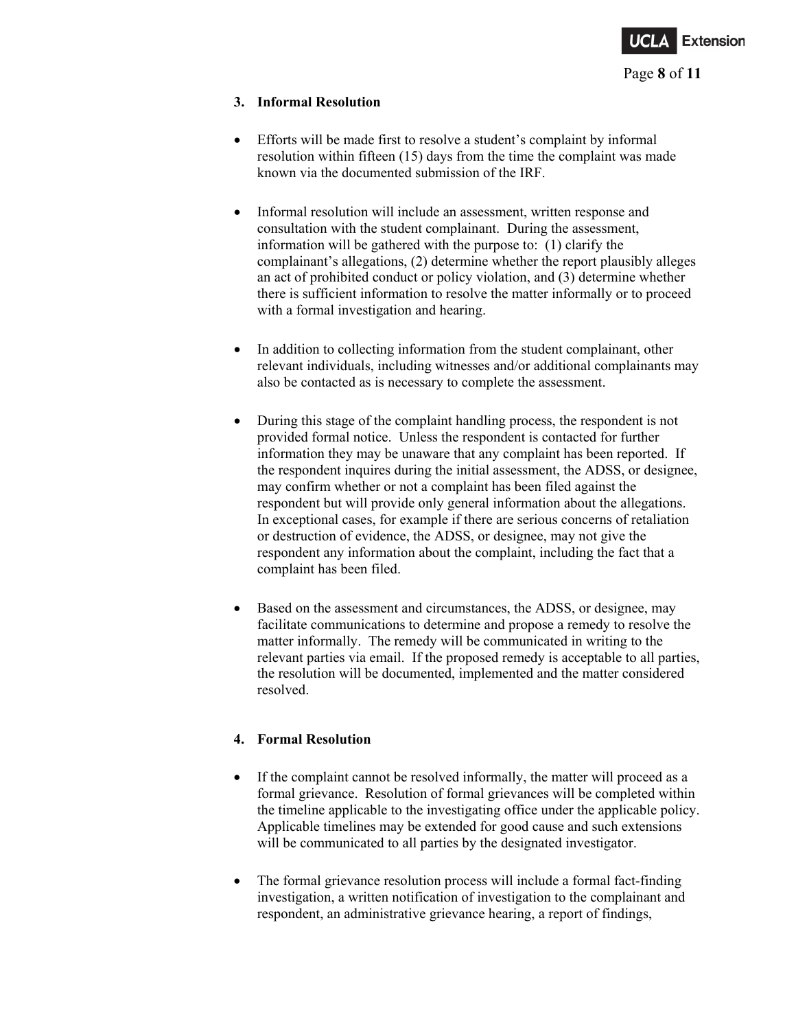### 3. Informal Resolution

- Efforts will be made first to resolve a student's complaint by informal resolution within fifteen (15) days from the time the complaint was made known via the documented submission of the IRF.

- Informal resolution will include an assessment, written response and consultation with the student complainant. During the assessment, information will be gathered with the purpose to: (1) clarify the complainant's allegations, (2) determine whether the report plausibly alleges an act of prohibited conduct or policy violation, and (3) determine whether there is sufficient information to resolve the matter informally or to proceed with a formal investigation and hearing.

- In addition to collecting information from the student complainant, other relevant individuals, including witnesses and/or additional complainants may also be contacted as is necessary to complete the assessment.

- During this stage of the complaint handling process, the respondent is not provided formal notice. Unless the respondent is contacted for further information they may be unaware that any complaint has been reported. If the respondent inquires during the initial assessment, the ADSS, or designee, may confirm whether or not a complaint has been filed against the respondent but will provide only general information about the allegations. In exceptional cases, for example if there are serious concerns of retaliation or destruction of evidence, the ADSS, or designee, may not give the respondent any information about the complaint, including the fact that a complaint has been filed.

- Based on the assessment and circumstances, the ADSS, or designee, may facilitate communications to determine and propose a remedy to resolve the matter informally. The remedy will be communicated in writing to the relevant parties via email. If the proposed remedy is acceptable to all parties, the resolution will be documented, implemented and the matter considered resolved.

### 4. Formal Resolution

- If the complaint cannot be resolved informally, the matter will proceed as a formal grievance. Resolution of formal grievances will be completed within the timeline applicable to the investigating office under the applicable policy. Applicable timelines may be extended for good cause and such extensions will be communicated to all parties by the designated investigator.

- The formal grievance resolution process will include a formal fact-finding investigation, a written notification of investigation to the complainant and respondent, an administrative grievance hearing, a report of findings,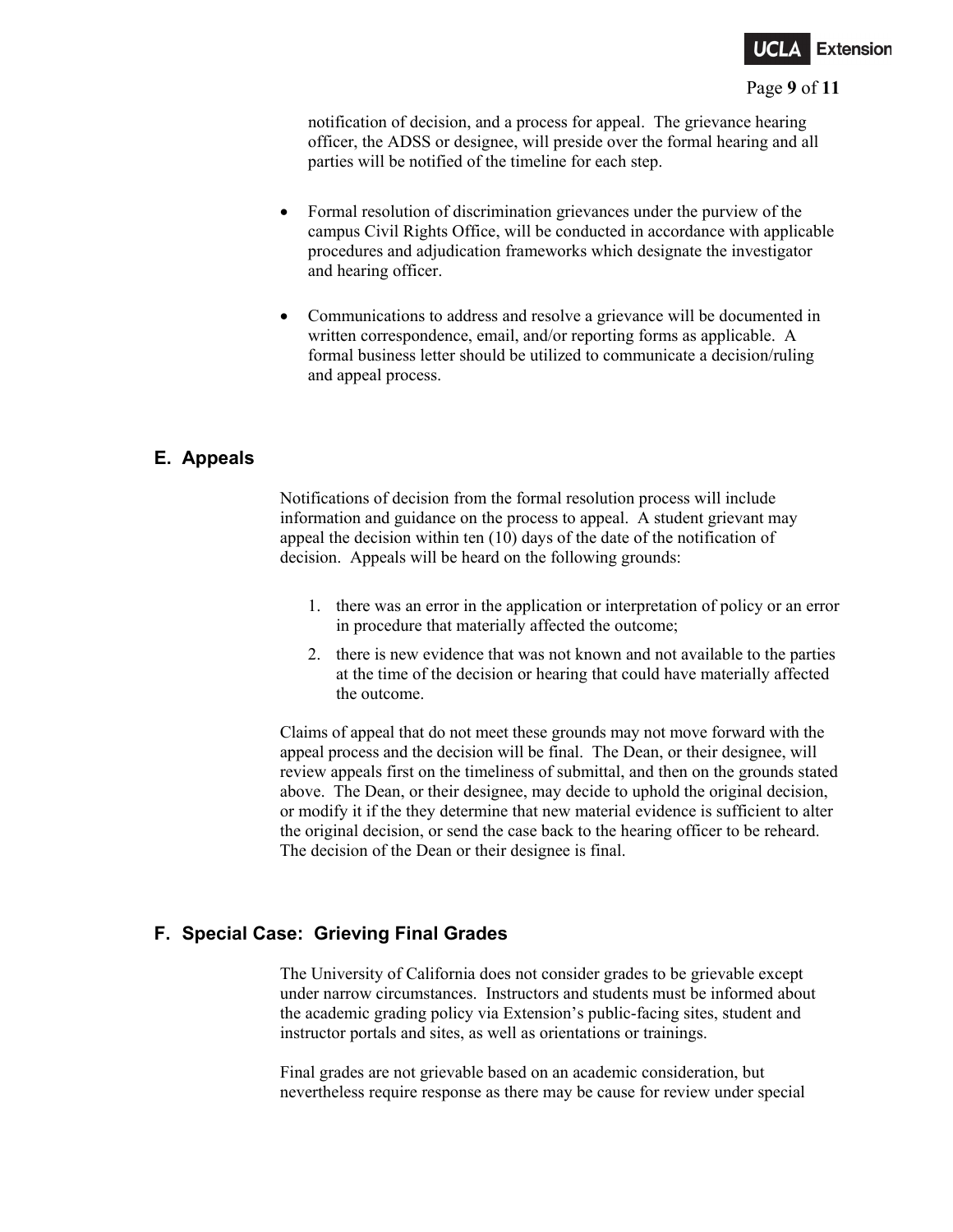notification of decision, and a process for appeal. The grievance hearing officer, the ADSS or designee, will preside over the formal hearing and all parties will be notified of the timeline for each step.

- Formal resolution of discrimination grievances under the purview of the campus Civil Rights Office, will be conducted in accordance with applicable procedures and adjudication frameworks which designate the investigator and hearing officer.

- Communications to address and resolve a grievance will be documented in written correspondence, email, and/or reporting forms as applicable. A formal business letter should be utilized to communicate a decision/ruling and appeal process.

## E. Appeals

Notifications of decision from the formal resolution process will include information and guidance on the process to appeal. A student grievant may appeal the decision within ten (10) days of the date of the notification of decision. Appeals will be heard on the following grounds:

1. there was an error in the application or interpretation of policy or an error in procedure that materially affected the outcome;
2. there is new evidence that was not known and not available to the parties at the time of the decision or hearing that could have materially affected the outcome.

Claims of appeal that do not meet these grounds may not move forward with the appeal process and the decision will be final. The Dean, or their designee, will review appeals first on the timeliness of submittal, and then on the grounds stated above. The Dean, or their designee, may decide to uphold the original decision, or modify it if the they determine that new material evidence is sufficient to alter the original decision, or send the case back to the hearing officer to be reheard. The decision of the Dean or their designee is final.

## F. Special Case: Grieving Final Grades

The University of California does not consider grades to be grievable except under narrow circumstances. Instructors and students must be informed about the academic grading policy via Extension's public-facing sites, student and instructor portals and sites, as well as orientations or trainings.

Final grades are not grievable based on an academic consideration, but nevertheless require response as there may be cause for review under special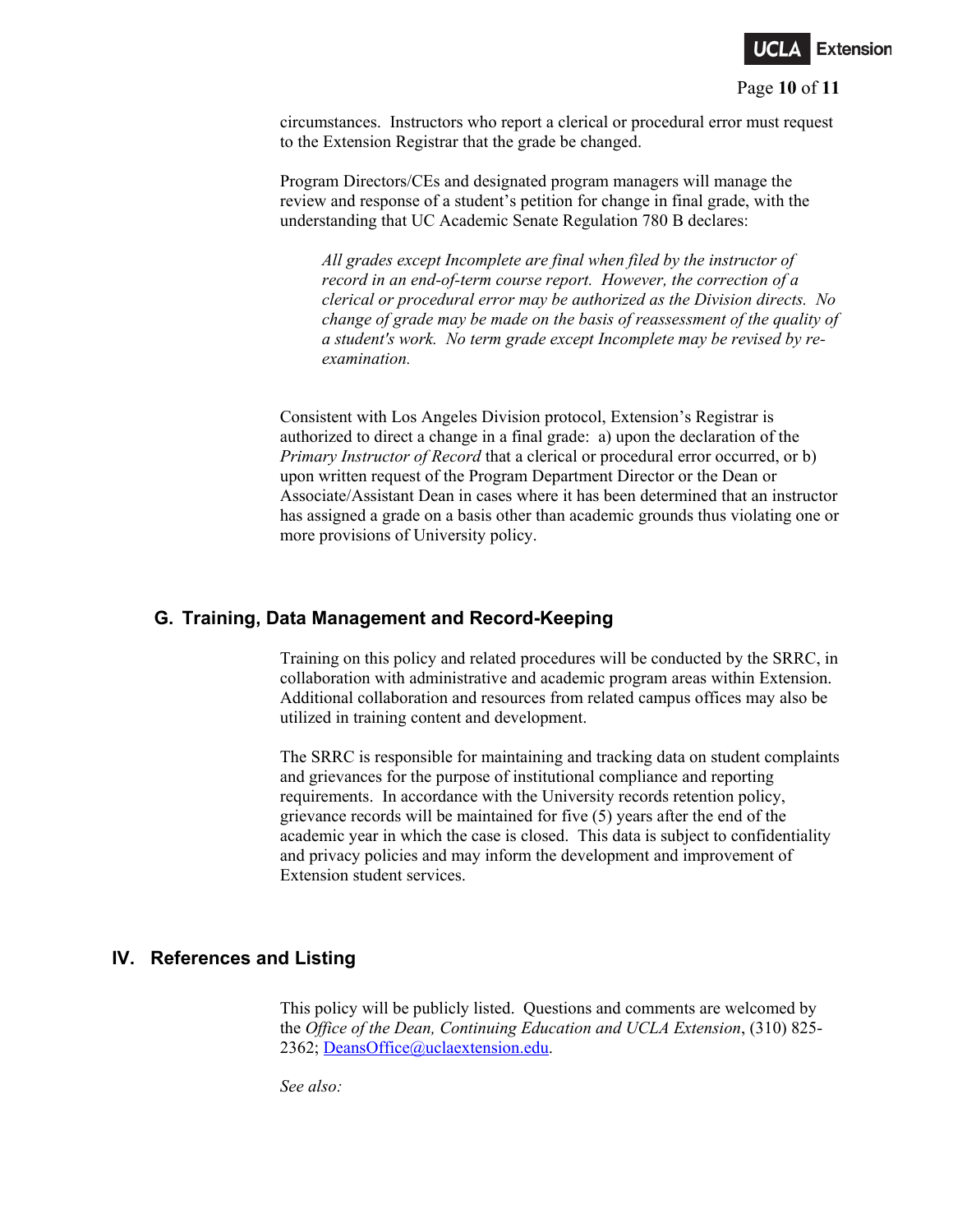circumstances. Instructors who report a clerical or procedural error must request to the Extension Registrar that the grade be changed.

Program Directors/CEs and designated program managers will manage the review and response of a student's petition for change in final grade, with the understanding that UC Academic Senate Regulation 780 B declares:

> *All grades except Incomplete are final when filed by the instructor of record in an end-of-term course report. However, the correction of a clerical or procedural error may be authorized as the Division directs. No change of grade may be made on the basis of reassessment of the quality of a student's work. No term grade except Incomplete may be revised by re-examination.*

Consistent with Los Angeles Division protocol, Extension's Registrar is authorized to direct a change in a final grade: a) upon the declaration of the *Primary Instructor of Record* that a clerical or procedural error occurred, or b) upon written request of the Program Department Director or the Dean or Associate/Assistant Dean in cases where it has been determined that an instructor has assigned a grade on a basis other than academic grounds thus violating one or more provisions of University policy.

### G. Training, Data Management and Record-Keeping

Training on this policy and related procedures will be conducted by the SRRC, in collaboration with administrative and academic program areas within Extension. Additional collaboration and resources from related campus offices may also be utilized in training content and development.

The SRRC is responsible for maintaining and tracking data on student complaints and grievances for the purpose of institutional compliance and reporting requirements. In accordance with the University records retention policy, grievance records will be maintained for five (5) years after the end of the academic year in which the case is closed. This data is subject to confidentiality and privacy policies and may inform the development and improvement of Extension student services.

## IV. References and Listing

This policy will be publicly listed. Questions and comments are welcomed by the *Office of the Dean, Continuing Education and UCLA Extension*, (310) 825-2362; DeansOffice@uclaextension.edu.

*See also:*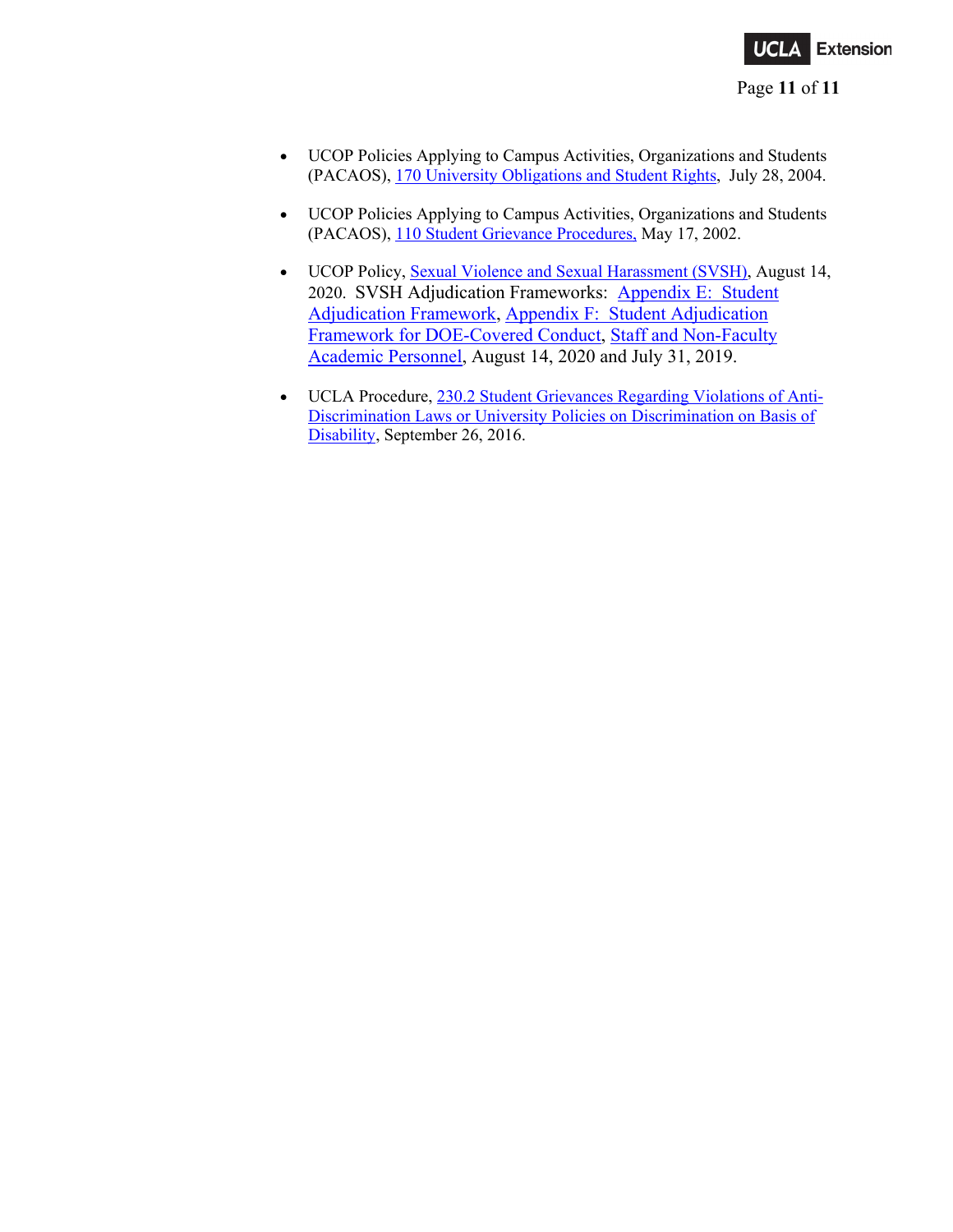- UCOP Policies Applying to Campus Activities, Organizations and Students (PACAOS), 170 University Obligations and Student Rights, July 28, 2004.

- UCOP Policies Applying to Campus Activities, Organizations and Students (PACAOS), 110 Student Grievance Procedures, May 17, 2002.

- UCOP Policy, Sexual Violence and Sexual Harassment (SVSH), August 14, 2020. SVSH Adjudication Frameworks: Appendix E: Student Adjudication Framework, Appendix F: Student Adjudication Framework for DOE-Covered Conduct, Staff and Non-Faculty Academic Personnel, August 14, 2020 and July 31, 2019.

- UCLA Procedure, 230.2 Student Grievances Regarding Violations of Anti-Discrimination Laws or University Policies on Discrimination on Basis of Disability, September 26, 2016.